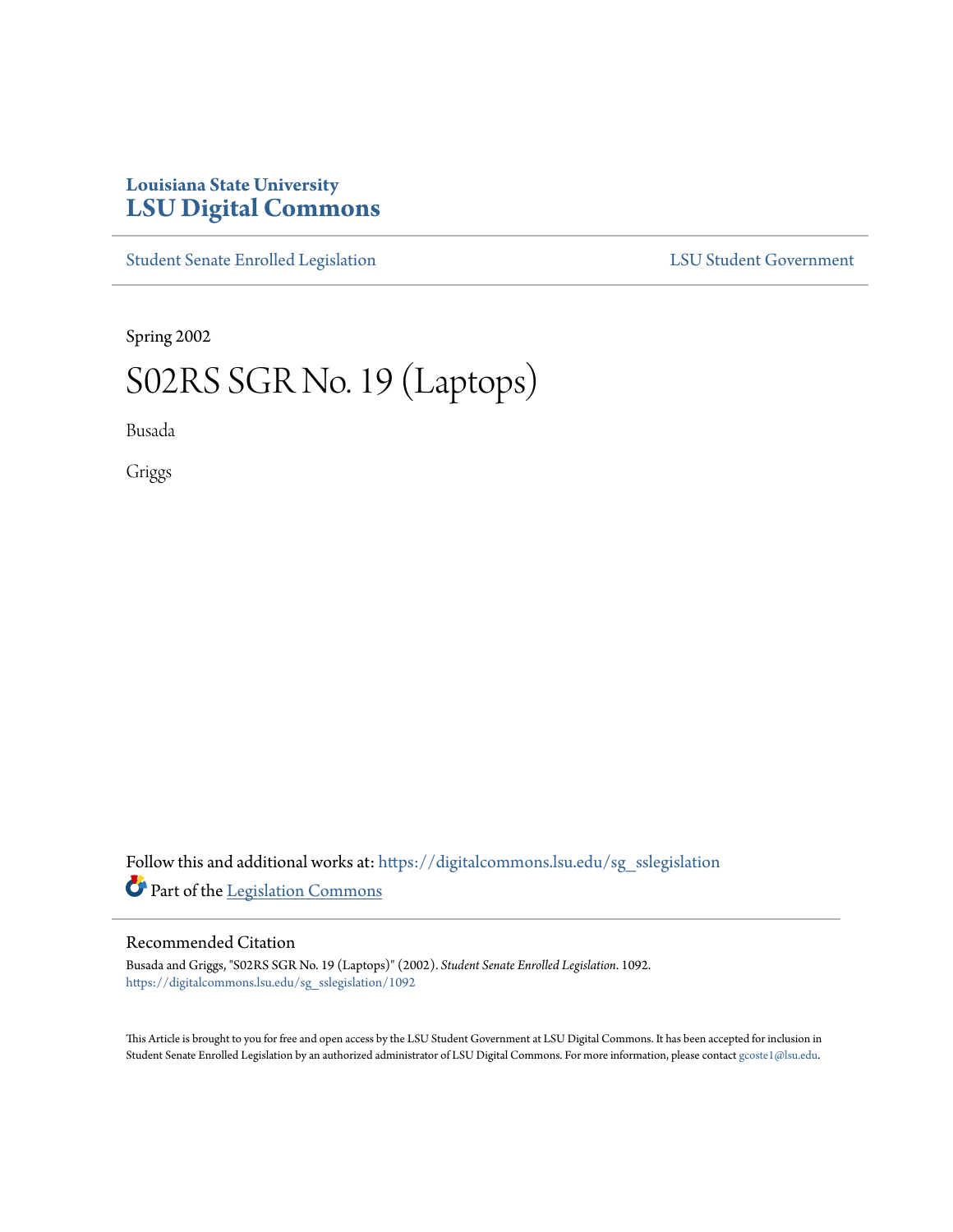Louisiana State University

# LSU Digital Commons

Student Senate Enrolled Legislation

LSU Student Government

Spring 2002

# S02RS SGR No. 19 (Laptops)

Busada

Griggs

Follow this and additional works at: https://digitalcommons.lsu.edu/sg_sslegislation

Part of the Legislation Commons

## Recommended Citation

Busada and Griggs, "S02RS SGR No. 19 (Laptops)" (2002). *Student Senate Enrolled Legislation*. 1092.
https://digitalcommons.lsu.edu/sg_sslegislation/1092

This Article is brought to you for free and open access by the LSU Student Government at LSU Digital Commons. It has been accepted for inclusion in Student Senate Enrolled Legislation by an authorized administrator of LSU Digital Commons. For more information, please contact gcoste1@lsu.edu.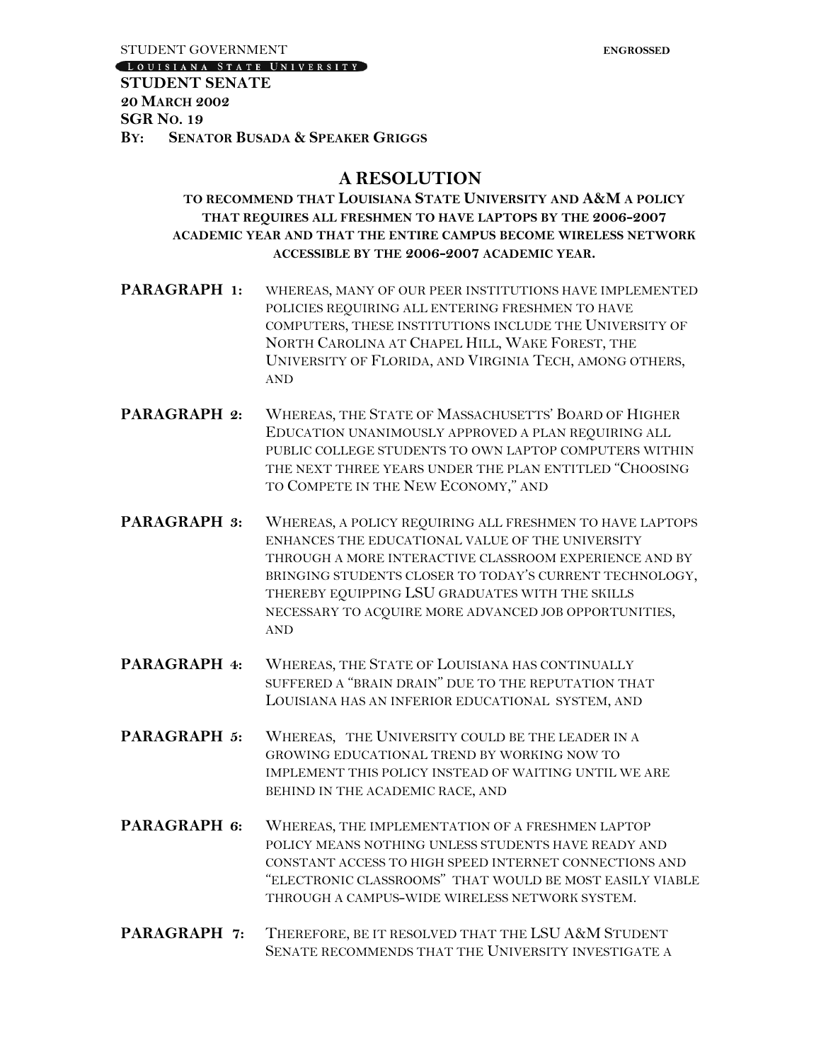STUDENT GOVERNMENT **ENGROSSED**

LOUISIANA STATE UNIVERSITY

**STUDENT SENATE**
**20 MARCH 2002**
**SGR NO. 19**
**BY: SENATOR BUSADA & SPEAKER GRIGGS**

## A RESOLUTION

### TO RECOMMEND THAT LOUISIANA STATE UNIVERSITY AND A&M A POLICY THAT REQUIRES ALL FRESHMEN TO HAVE LAPTOPS BY THE 2006-2007 ACADEMIC YEAR AND THAT THE ENTIRE CAMPUS BECOME WIRELESS NETWORK ACCESSIBLE BY THE 2006-2007 ACADEMIC YEAR.

**PARAGRAPH 1:** WHEREAS, MANY OF OUR PEER INSTITUTIONS HAVE IMPLEMENTED POLICIES REQUIRING ALL ENTERING FRESHMEN TO HAVE COMPUTERS, THESE INSTITUTIONS INCLUDE THE UNIVERSITY OF NORTH CAROLINA AT CHAPEL HILL, WAKE FOREST, THE UNIVERSITY OF FLORIDA, AND VIRGINIA TECH, AMONG OTHERS, AND

**PARAGRAPH 2:** WHEREAS, THE STATE OF MASSACHUSETTS' BOARD OF HIGHER EDUCATION UNANIMOUSLY APPROVED A PLAN REQUIRING ALL PUBLIC COLLEGE STUDENTS TO OWN LAPTOP COMPUTERS WITHIN THE NEXT THREE YEARS UNDER THE PLAN ENTITLED "CHOOSING TO COMPETE IN THE NEW ECONOMY," AND

**PARAGRAPH 3:** WHEREAS, A POLICY REQUIRING ALL FRESHMEN TO HAVE LAPTOPS ENHANCES THE EDUCATIONAL VALUE OF THE UNIVERSITY THROUGH A MORE INTERACTIVE CLASSROOM EXPERIENCE AND BY BRINGING STUDENTS CLOSER TO TODAY'S CURRENT TECHNOLOGY, THEREBY EQUIPPING LSU GRADUATES WITH THE SKILLS NECESSARY TO ACQUIRE MORE ADVANCED JOB OPPORTUNITIES, AND

**PARAGRAPH 4:** WHEREAS, THE STATE OF LOUISIANA HAS CONTINUALLY SUFFERED A "BRAIN DRAIN" DUE TO THE REPUTATION THAT LOUISIANA HAS AN INFERIOR EDUCATIONAL SYSTEM, AND

**PARAGRAPH 5:** WHEREAS, THE UNIVERSITY COULD BE THE LEADER IN A GROWING EDUCATIONAL TREND BY WORKING NOW TO IMPLEMENT THIS POLICY INSTEAD OF WAITING UNTIL WE ARE BEHIND IN THE ACADEMIC RACE, AND

**PARAGRAPH 6:** WHEREAS, THE IMPLEMENTATION OF A FRESHMEN LAPTOP POLICY MEANS NOTHING UNLESS STUDENTS HAVE READY AND CONSTANT ACCESS TO HIGH SPEED INTERNET CONNECTIONS AND "ELECTRONIC CLASSROOMS" THAT WOULD BE MOST EASILY VIABLE THROUGH A CAMPUS-WIDE WIRELESS NETWORK SYSTEM.

**PARAGRAPH 7:** THEREFORE, BE IT RESOLVED THAT THE LSU A&M STUDENT SENATE RECOMMENDS THAT THE UNIVERSITY INVESTIGATE A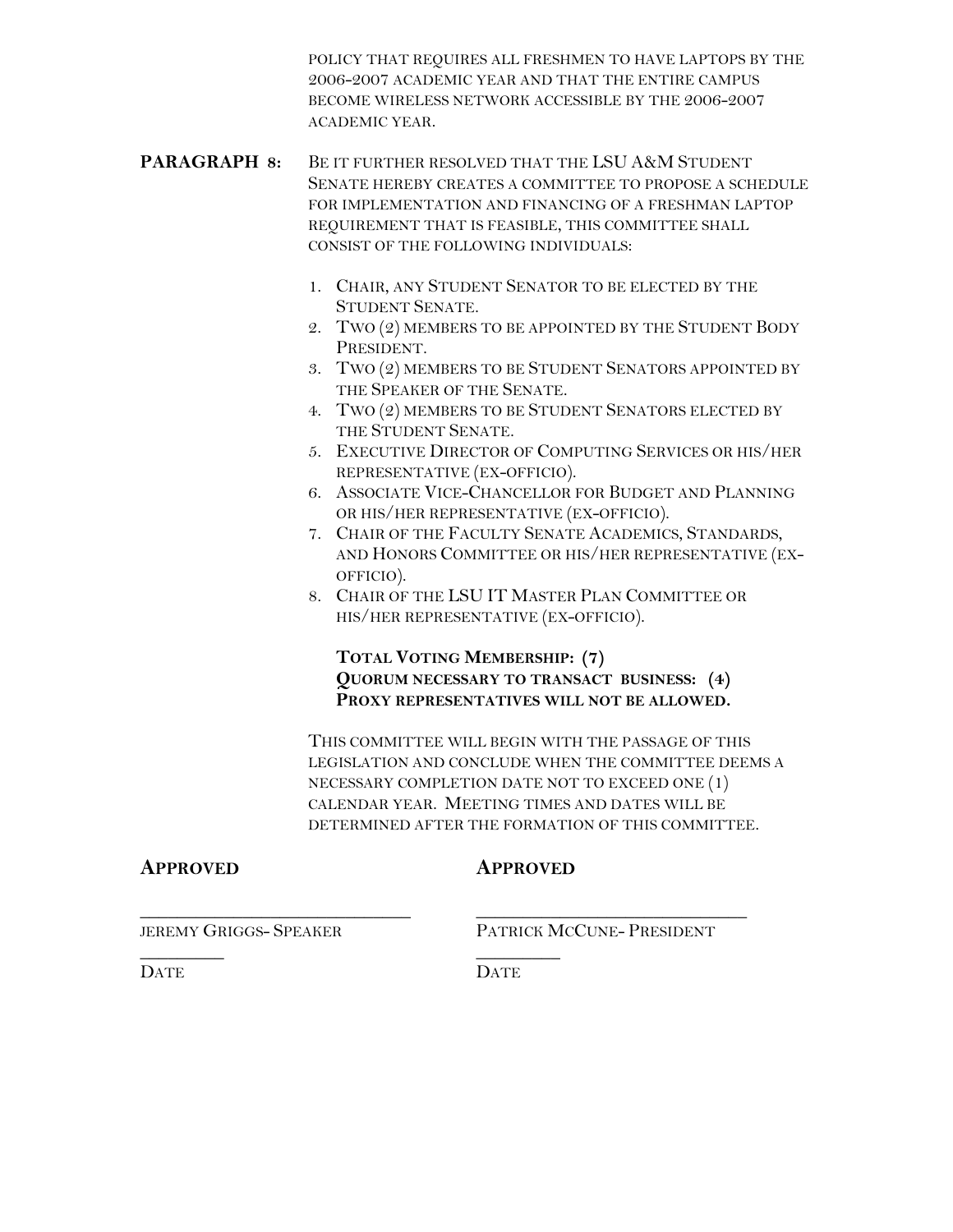policy that requires all freshmen to have laptops by the 2006-2007 academic year and that the entire campus become wireless network accessible by the 2006-2007 academic year.

**PARAGRAPH 8:** Be it further resolved that the LSU A&M Student Senate hereby creates a committee to propose a schedule for implementation and financing of a freshman laptop requirement that is feasible, this committee shall consist of the following individuals:

1. Chair, any Student Senator to be elected by the Student Senate.
2. Two (2) members to be appointed by the Student Body President.
3. Two (2) members to be Student Senators appointed by the Speaker of the Senate.
4. Two (2) members to be Student Senators elected by the Student Senate.
5. Executive Director of Computing Services or his/her representative (ex-officio).
6. Associate Vice-Chancellor for Budget and Planning or his/her representative (ex-officio).
7. Chair of the Faculty Senate Academics, Standards, and Honors Committee or his/her representative (ex-officio).
8. Chair of the LSU IT Master Plan Committee or his/her representative (ex-officio).

**Total Voting Membership: (7)**
**Quorum necessary to transact business: (4)**
**Proxy representatives will not be allowed.**

This committee will begin with the passage of this legislation and conclude when the committee deems a necessary completion date not to exceed one (1) calendar year. Meeting times and dates will be determined after the formation of this committee.

**Approved**

_____________________________

Jeremy Griggs- Speaker

_________

Date

**Approved**

_____________________________

Patrick McCune- President

_________

Date